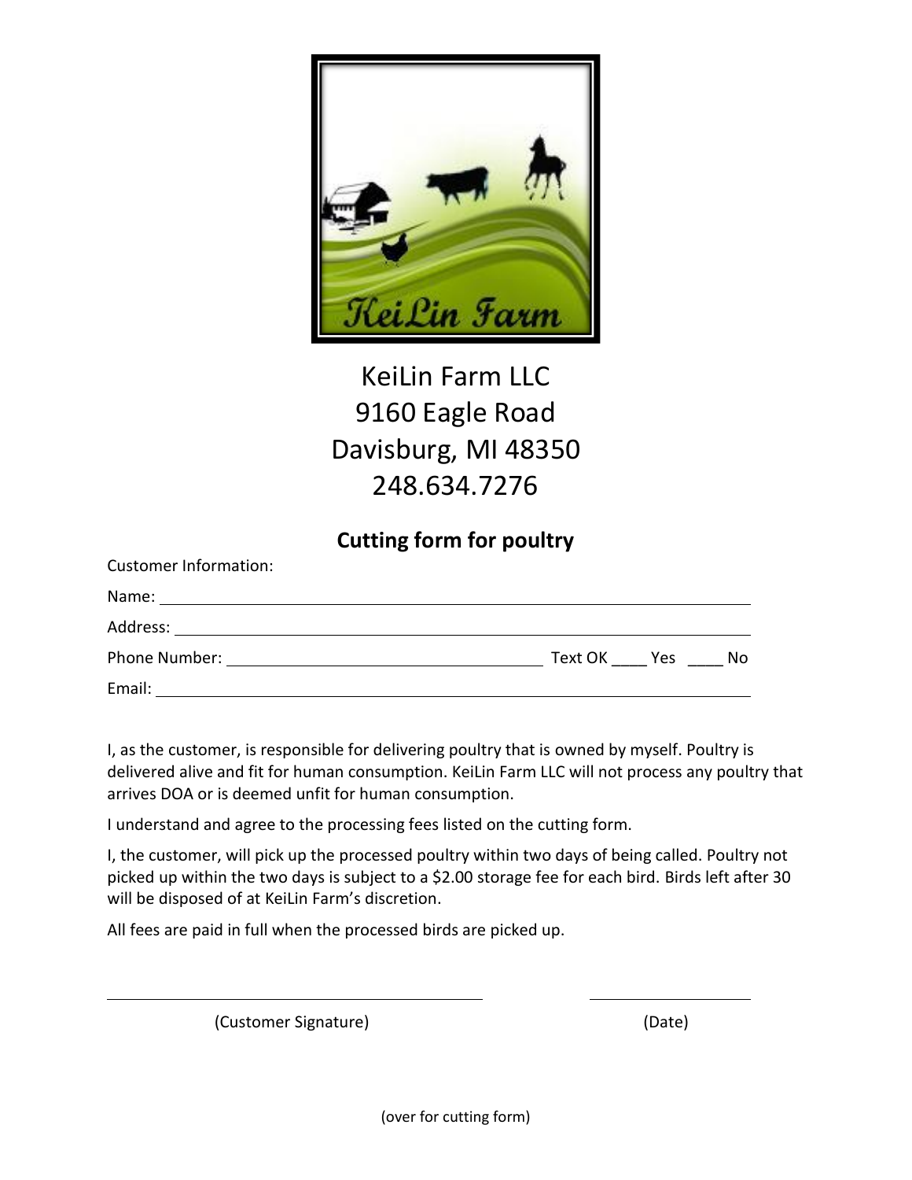KeiLin Farm

KeiLin Farm LLC
9160 Eagle Road
Davisburg, MI 48350
248.634.7276

## Cutting form for poultry

Customer Information:

Name: ______________________________________________

Address: ____________________________________________

Phone Number: _____________________________ Text OK ____ Yes ____ No

Email: ______________________________________________

I, as the customer, is responsible for delivering poultry that is owned by myself. Poultry is delivered alive and fit for human consumption. KeiLin Farm LLC will not process any poultry that arrives DOA or is deemed unfit for human consumption.

I understand and agree to the processing fees listed on the cutting form.

I, the customer, will pick up the processed poultry within two days of being called. Poultry not picked up within the two days is subject to a $2.00 storage fee for each bird. Birds left after 30 will be disposed of at KeiLin Farm's discretion.

All fees are paid in full when the processed birds are picked up.

_______________________________ (Customer Signature)

_______________ (Date)

(over for cutting form)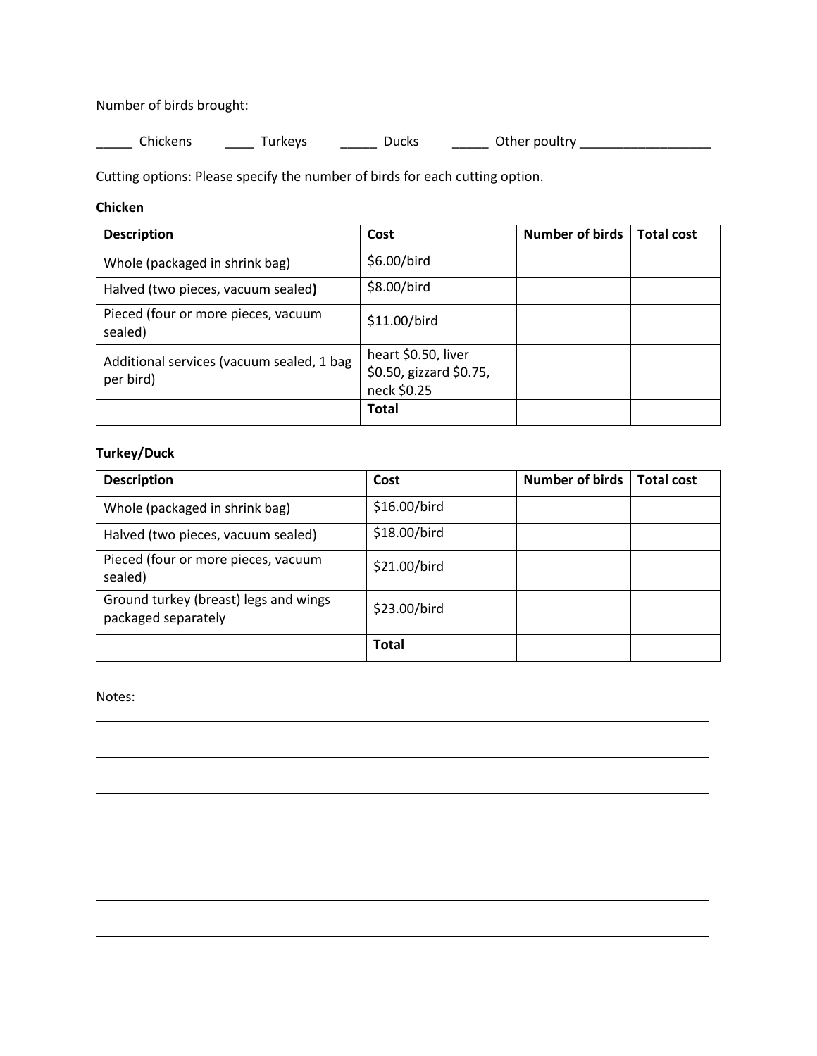Number of birds brought:

_____ Chickens ____ Turkeys _____ Ducks _____ Other poultry __________________

Cutting options: Please specify the number of birds for each cutting option.

**Chicken**

| Description | Cost | Number of birds | Total cost |
|---|---|---|---|
| Whole (packaged in shrink bag) | $6.00/bird | | |
| Halved (two pieces, vacuum sealed**)** | $8.00/bird | | |
| Pieced (four or more pieces, vacuum sealed) | $11.00/bird | | |
| Additional services (vacuum sealed, 1 bag per bird) | heart $0.50, liver $0.50, gizzard $0.75, neck $0.25 | | |
| | **Total** | | |

**Turkey/Duck**

| Description | Cost | Number of birds | Total cost |
|---|---|---|---|
| Whole (packaged in shrink bag) | $16.00/bird | | |
| Halved (two pieces, vacuum sealed) | $18.00/bird | | |
| Pieced (four or more pieces, vacuum sealed) | $21.00/bird | | |
| Ground turkey (breast) legs and wings packaged separately | $23.00/bird | | |
| | **Total** | | |

Notes: